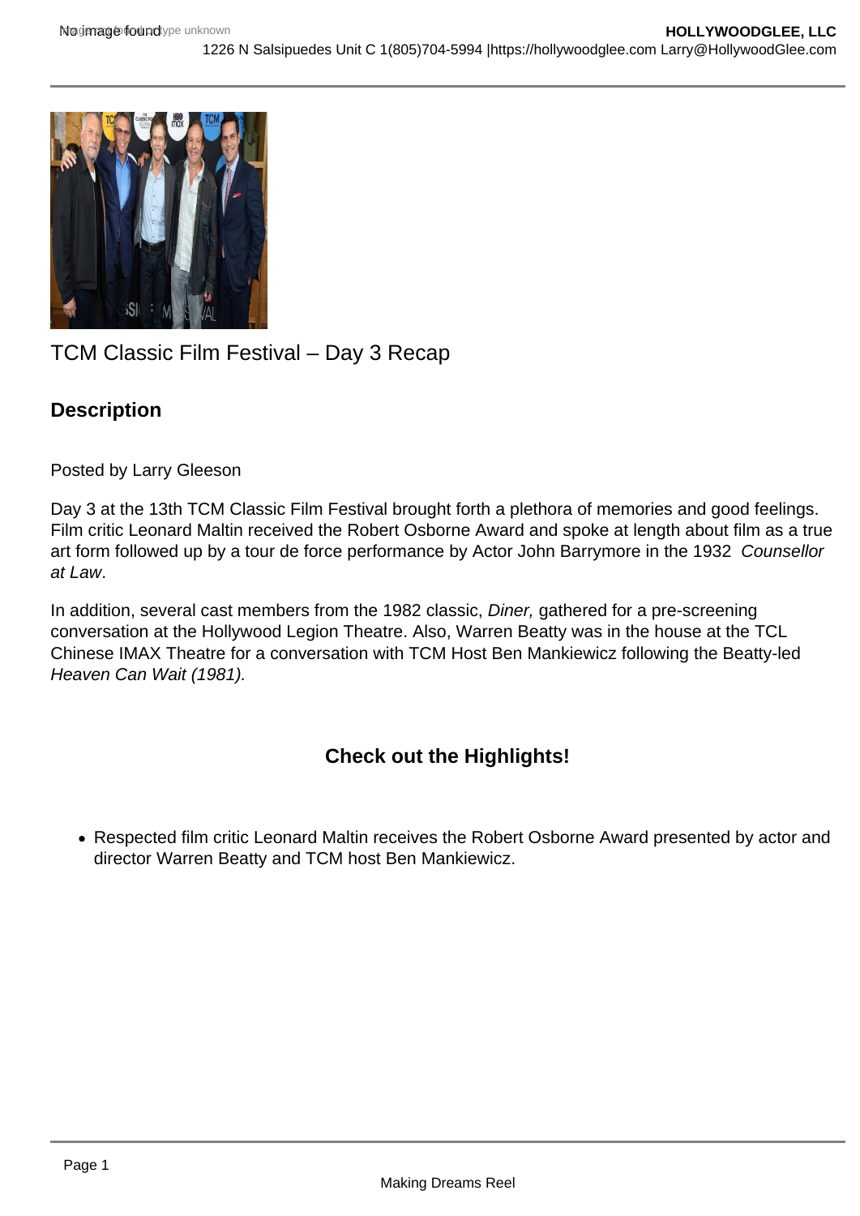# TCM Classic Film Festival – Day 3 Recap

## Description

Posted by Larry Gleeson

Day 3 at the 13th TCM Classic Film Festival brought forth a plethora of memories and good feelings. Film critic Leonard Maltin received the Robert Osborne Award and spoke at length about film as a true art form followed up by a tour de force performance by Actor John Barrymore in the 1932 *Counsellor at Law*.

In addition, several cast members from the 1982 classic, *Diner,* gathered for a pre-screening conversation at the Hollywood Legion Theatre. Also, Warren Beatty was in the house at the TCL Chinese IMAX Theatre for a conversation with TCM Host Ben Mankiewicz following the Beatty-led *Heaven Can Wait (1981).*

**Check out the Highlights!**

- Respected film critic Leonard Maltin receives the Robert Osborne Award presented by actor and director Warren Beatty and TCM host Ben Mankiewicz.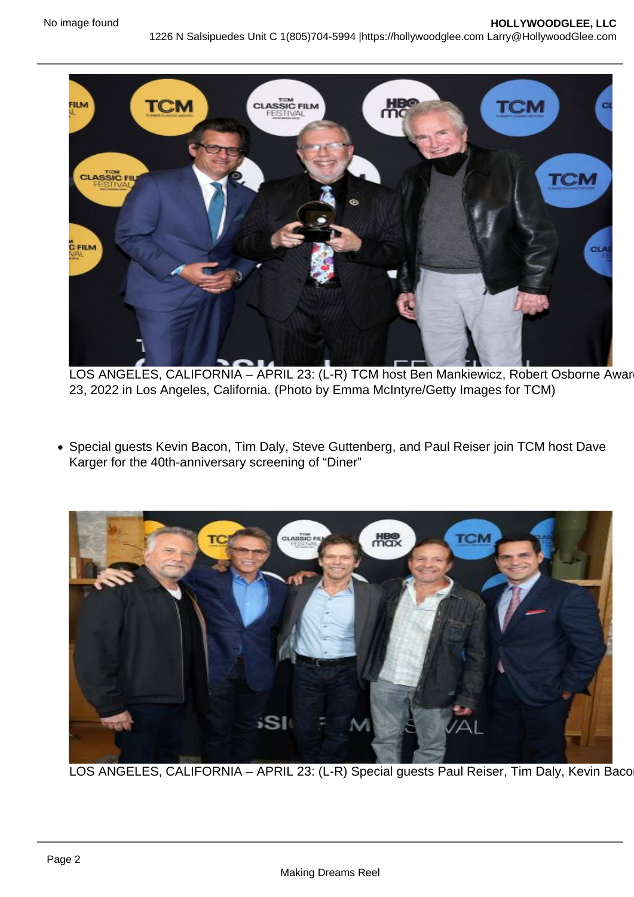LOS ANGELES, CALIFORNIA – APRIL 23: (L-R) TCM host Ben Mankiewicz, Robert Osborne Awar 23, 2022 in Los Angeles, California. (Photo by Emma McIntyre/Getty Images for TCM)

- Special guests Kevin Bacon, Tim Daly, Steve Guttenberg, and Paul Reiser join TCM host Dave Karger for the 40th-anniversary screening of “Diner”

LOS ANGELES, CALIFORNIA – APRIL 23: (L-R) Special guests Paul Reiser, Tim Daly, Kevin Baco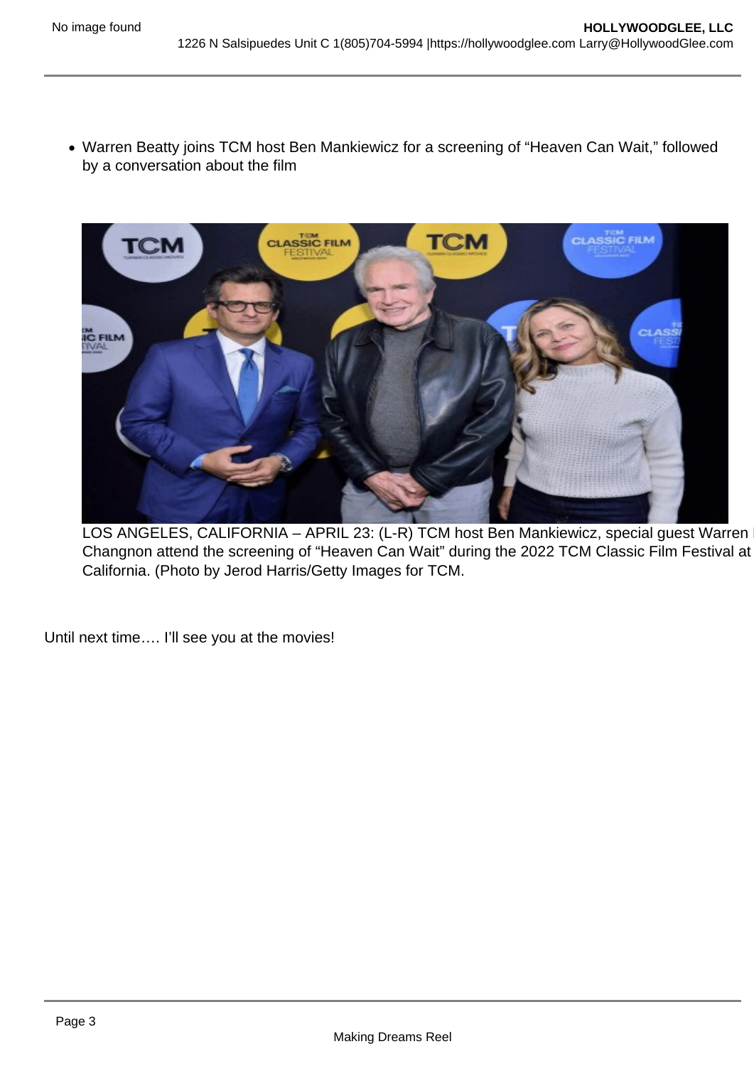- Warren Beatty joins TCM host Ben Mankiewicz for a screening of “Heaven Can Wait,” followed by a conversation about the film

LOS ANGELES, CALIFORNIA – APRIL 23: (L-R) TCM host Ben Mankiewicz, special guest Warren Changnon attend the screening of “Heaven Can Wait” during the 2022 TCM Classic Film Festival at California. (Photo by Jerod Harris/Getty Images for TCM.

Until next time…. I’ll see you at the movies!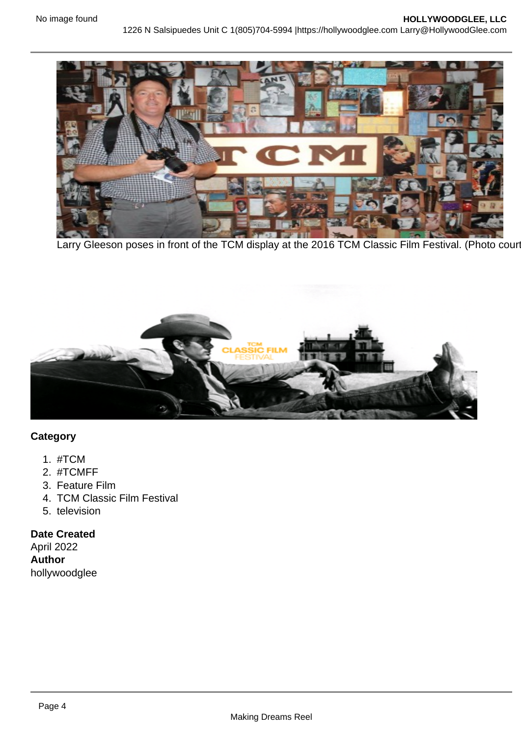Larry Gleeson poses in front of the TCM display at the 2016 TCM Classic Film Festival. (Photo court

**Category**

1. #TCM
2. #TCMFF
3. Feature Film
4. TCM Classic Film Festival
5. television

**Date Created**
April 2022
**Author**
hollywoodglee